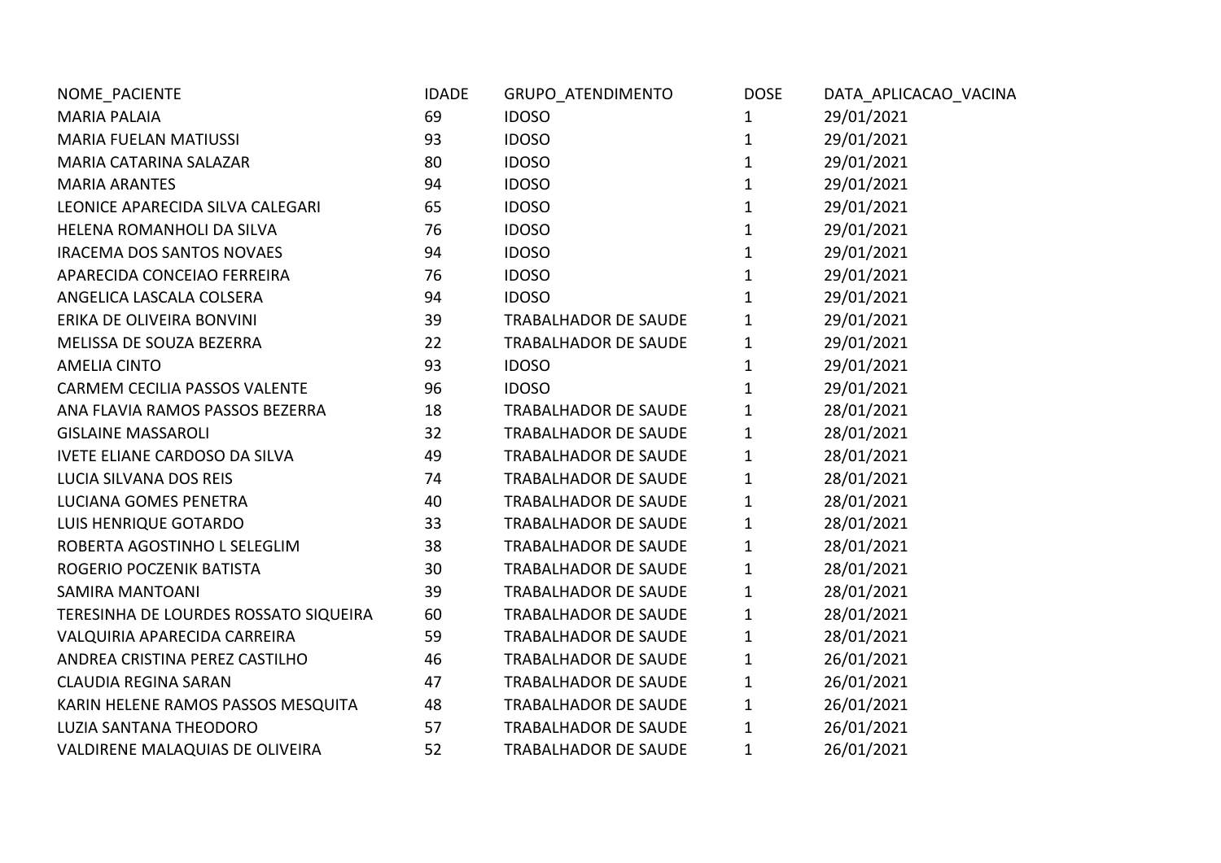| NOME_PACIENTE | IDADE | GRUPO_ATENDIMENTO | DOSE | DATA_APLICACAO_VACINA |
|---|---|---|---|---|
| MARIA PALAIA | 69 | IDOSO | 1 | 29/01/2021 |
| MARIA FUELAN MATIUSSI | 93 | IDOSO | 1 | 29/01/2021 |
| MARIA CATARINA SALAZAR | 80 | IDOSO | 1 | 29/01/2021 |
| MARIA ARANTES | 94 | IDOSO | 1 | 29/01/2021 |
| LEONICE APARECIDA SILVA CALEGARI | 65 | IDOSO | 1 | 29/01/2021 |
| HELENA ROMANHOLI DA SILVA | 76 | IDOSO | 1 | 29/01/2021 |
| IRACEMA DOS SANTOS NOVAES | 94 | IDOSO | 1 | 29/01/2021 |
| APARECIDA CONCEIAO FERREIRA | 76 | IDOSO | 1 | 29/01/2021 |
| ANGELICA LASCALA COLSERA | 94 | IDOSO | 1 | 29/01/2021 |
| ERIKA DE OLIVEIRA BONVINI | 39 | TRABALHADOR DE SAUDE | 1 | 29/01/2021 |
| MELISSA DE SOUZA BEZERRA | 22 | TRABALHADOR DE SAUDE | 1 | 29/01/2021 |
| AMELIA CINTO | 93 | IDOSO | 1 | 29/01/2021 |
| CARMEM CECILIA PASSOS VALENTE | 96 | IDOSO | 1 | 29/01/2021 |
| ANA FLAVIA RAMOS PASSOS BEZERRA | 18 | TRABALHADOR DE SAUDE | 1 | 28/01/2021 |
| GISLAINE MASSAROLI | 32 | TRABALHADOR DE SAUDE | 1 | 28/01/2021 |
| IVETE ELIANE CARDOSO DA SILVA | 49 | TRABALHADOR DE SAUDE | 1 | 28/01/2021 |
| LUCIA SILVANA DOS REIS | 74 | TRABALHADOR DE SAUDE | 1 | 28/01/2021 |
| LUCIANA GOMES PENETRA | 40 | TRABALHADOR DE SAUDE | 1 | 28/01/2021 |
| LUIS HENRIQUE GOTARDO | 33 | TRABALHADOR DE SAUDE | 1 | 28/01/2021 |
| ROBERTA AGOSTINHO L SELEGLIM | 38 | TRABALHADOR DE SAUDE | 1 | 28/01/2021 |
| ROGERIO POCZENIK BATISTA | 30 | TRABALHADOR DE SAUDE | 1 | 28/01/2021 |
| SAMIRA MANTOANI | 39 | TRABALHADOR DE SAUDE | 1 | 28/01/2021 |
| TERESINHA DE LOURDES ROSSATO SIQUEIRA | 60 | TRABALHADOR DE SAUDE | 1 | 28/01/2021 |
| VALQUIRIA APARECIDA CARREIRA | 59 | TRABALHADOR DE SAUDE | 1 | 28/01/2021 |
| ANDREA CRISTINA PEREZ CASTILHO | 46 | TRABALHADOR DE SAUDE | 1 | 26/01/2021 |
| CLAUDIA REGINA SARAN | 47 | TRABALHADOR DE SAUDE | 1 | 26/01/2021 |
| KARIN HELENE RAMOS PASSOS MESQUITA | 48 | TRABALHADOR DE SAUDE | 1 | 26/01/2021 |
| LUZIA SANTANA THEODORO | 57 | TRABALHADOR DE SAUDE | 1 | 26/01/2021 |
| VALDIRENE MALAQUIAS DE OLIVEIRA | 52 | TRABALHADOR DE SAUDE | 1 | 26/01/2021 |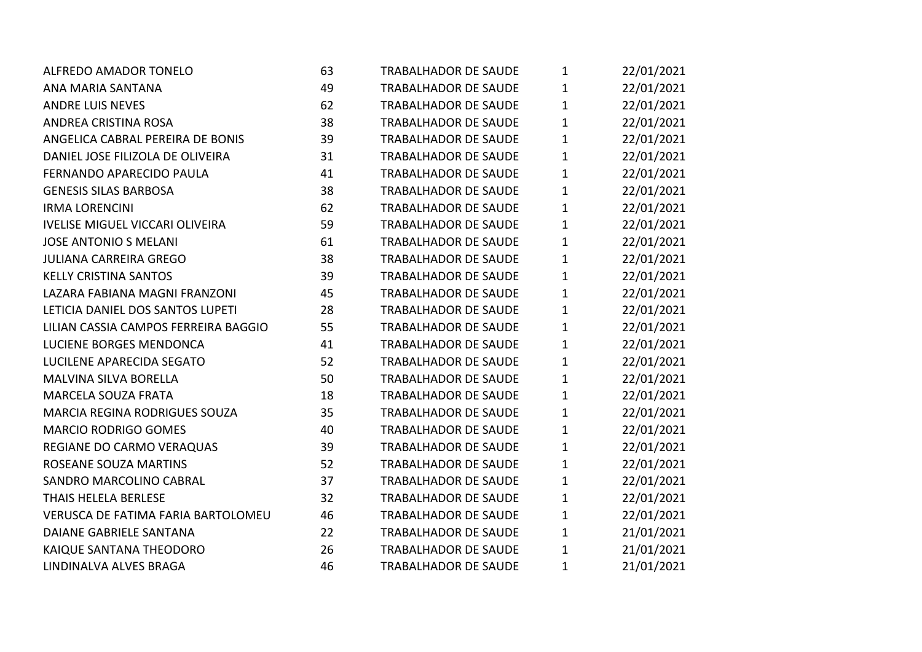| | | | | |
|---|---|---|---|---|
| ALFREDO AMADOR TONELO | 63 | TRABALHADOR DE SAUDE | 1 | 22/01/2021 |
| ANA MARIA SANTANA | 49 | TRABALHADOR DE SAUDE | 1 | 22/01/2021 |
| ANDRE LUIS NEVES | 62 | TRABALHADOR DE SAUDE | 1 | 22/01/2021 |
| ANDREA CRISTINA ROSA | 38 | TRABALHADOR DE SAUDE | 1 | 22/01/2021 |
| ANGELICA CABRAL PEREIRA DE BONIS | 39 | TRABALHADOR DE SAUDE | 1 | 22/01/2021 |
| DANIEL JOSE FILIZOLA DE OLIVEIRA | 31 | TRABALHADOR DE SAUDE | 1 | 22/01/2021 |
| FERNANDO APARECIDO PAULA | 41 | TRABALHADOR DE SAUDE | 1 | 22/01/2021 |
| GENESIS SILAS BARBOSA | 38 | TRABALHADOR DE SAUDE | 1 | 22/01/2021 |
| IRMA LORENCINI | 62 | TRABALHADOR DE SAUDE | 1 | 22/01/2021 |
| IVELISE MIGUEL VICCARI OLIVEIRA | 59 | TRABALHADOR DE SAUDE | 1 | 22/01/2021 |
| JOSE ANTONIO S MELANI | 61 | TRABALHADOR DE SAUDE | 1 | 22/01/2021 |
| JULIANA CARREIRA GREGO | 38 | TRABALHADOR DE SAUDE | 1 | 22/01/2021 |
| KELLY CRISTINA SANTOS | 39 | TRABALHADOR DE SAUDE | 1 | 22/01/2021 |
| LAZARA FABIANA MAGNI FRANZONI | 45 | TRABALHADOR DE SAUDE | 1 | 22/01/2021 |
| LETICIA DANIEL DOS SANTOS LUPETI | 28 | TRABALHADOR DE SAUDE | 1 | 22/01/2021 |
| LILIAN CASSIA CAMPOS FERREIRA BAGGIO | 55 | TRABALHADOR DE SAUDE | 1 | 22/01/2021 |
| LUCIENE BORGES MENDONCA | 41 | TRABALHADOR DE SAUDE | 1 | 22/01/2021 |
| LUCILENE APARECIDA SEGATO | 52 | TRABALHADOR DE SAUDE | 1 | 22/01/2021 |
| MALVINA SILVA BORELLA | 50 | TRABALHADOR DE SAUDE | 1 | 22/01/2021 |
| MARCELA SOUZA FRATA | 18 | TRABALHADOR DE SAUDE | 1 | 22/01/2021 |
| MARCIA REGINA RODRIGUES SOUZA | 35 | TRABALHADOR DE SAUDE | 1 | 22/01/2021 |
| MARCIO RODRIGO GOMES | 40 | TRABALHADOR DE SAUDE | 1 | 22/01/2021 |
| REGIANE DO CARMO VERAQUAS | 39 | TRABALHADOR DE SAUDE | 1 | 22/01/2021 |
| ROSEANE SOUZA MARTINS | 52 | TRABALHADOR DE SAUDE | 1 | 22/01/2021 |
| SANDRO MARCOLINO CABRAL | 37 | TRABALHADOR DE SAUDE | 1 | 22/01/2021 |
| THAIS HELELA BERLESE | 32 | TRABALHADOR DE SAUDE | 1 | 22/01/2021 |
| VERUSCA DE FATIMA FARIA BARTOLOMEU | 46 | TRABALHADOR DE SAUDE | 1 | 22/01/2021 |
| DAIANE GABRIELE SANTANA | 22 | TRABALHADOR DE SAUDE | 1 | 21/01/2021 |
| KAIQUE SANTANA THEODORO | 26 | TRABALHADOR DE SAUDE | 1 | 21/01/2021 |
| LINDINALVA ALVES BRAGA | 46 | TRABALHADOR DE SAUDE | 1 | 21/01/2021 |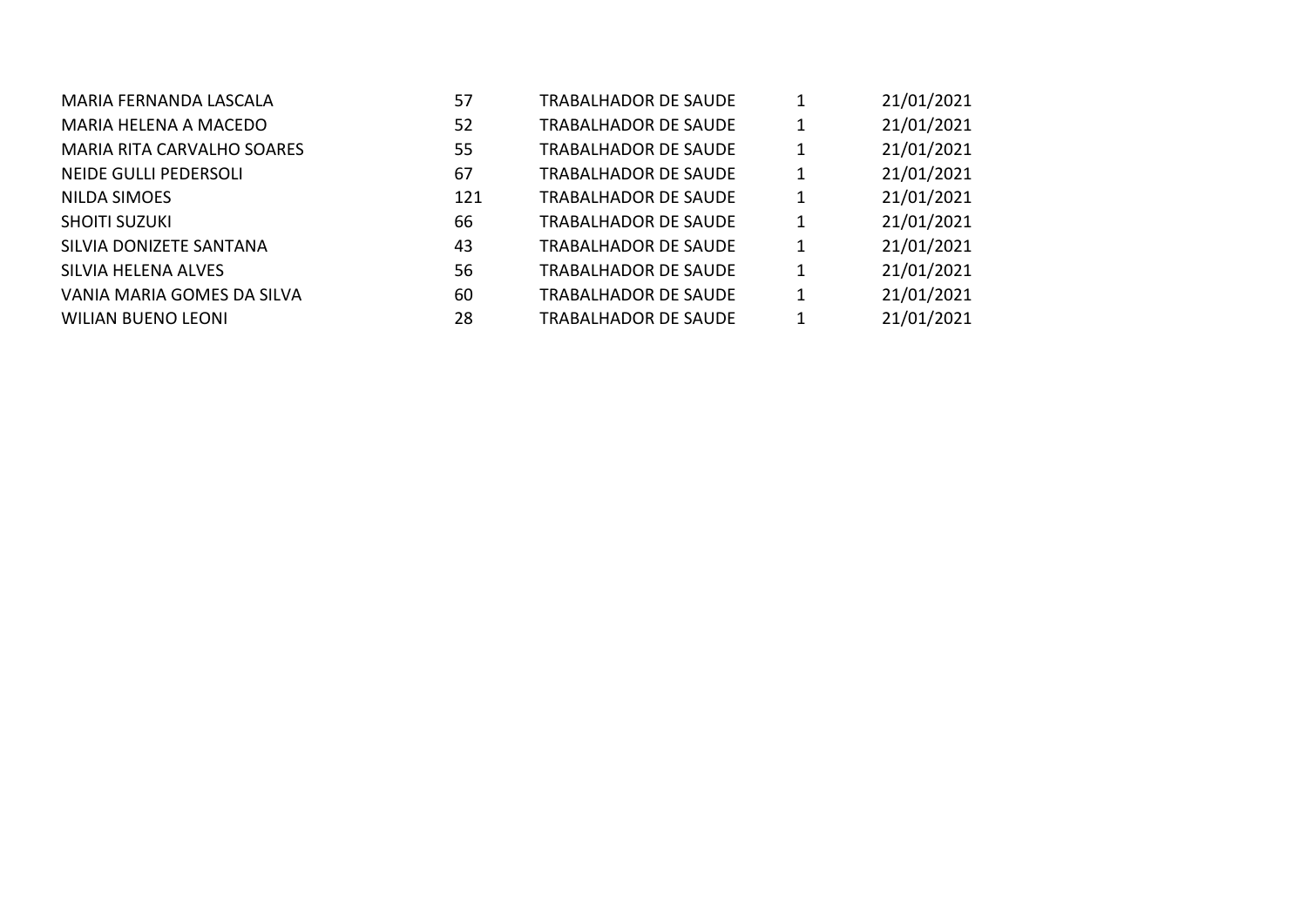| | | | | |
|---|---|---|---|---|
| MARIA FERNANDA LASCALA | 57 | TRABALHADOR DE SAUDE | 1 | 21/01/2021 |
| MARIA HELENA A MACEDO | 52 | TRABALHADOR DE SAUDE | 1 | 21/01/2021 |
| MARIA RITA CARVALHO SOARES | 55 | TRABALHADOR DE SAUDE | 1 | 21/01/2021 |
| NEIDE GULLI PEDERSOLI | 67 | TRABALHADOR DE SAUDE | 1 | 21/01/2021 |
| NILDA SIMOES | 121 | TRABALHADOR DE SAUDE | 1 | 21/01/2021 |
| SHOITI SUZUKI | 66 | TRABALHADOR DE SAUDE | 1 | 21/01/2021 |
| SILVIA DONIZETE SANTANA | 43 | TRABALHADOR DE SAUDE | 1 | 21/01/2021 |
| SILVIA HELENA ALVES | 56 | TRABALHADOR DE SAUDE | 1 | 21/01/2021 |
| VANIA MARIA GOMES DA SILVA | 60 | TRABALHADOR DE SAUDE | 1 | 21/01/2021 |
| WILIAN BUENO LEONI | 28 | TRABALHADOR DE SAUDE | 1 | 21/01/2021 |